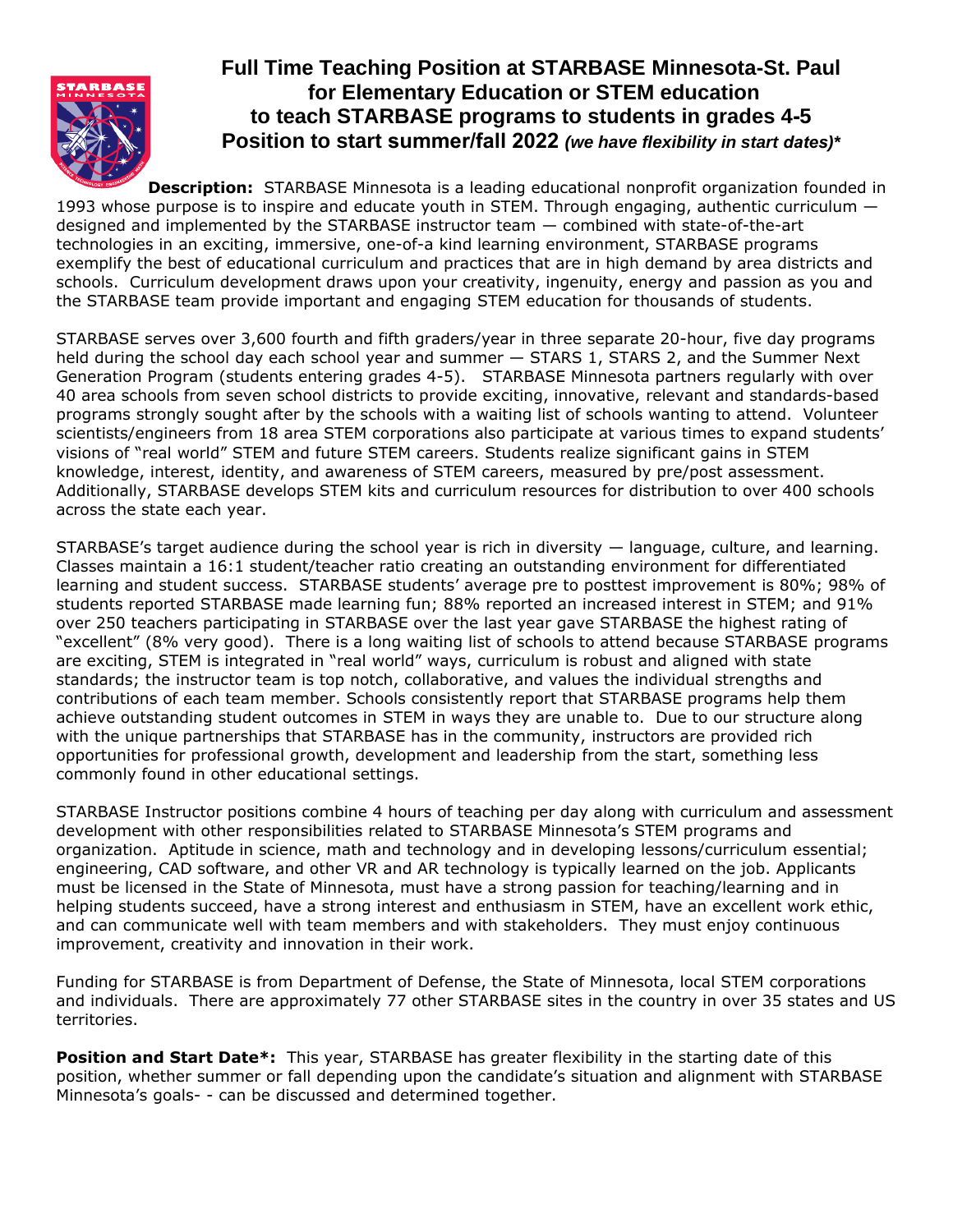# Full Time Teaching Position at STARBASE Minnesota-St. Paul for Elementary Education or STEM education to teach STARBASE programs to students in grades 4-5 Position to start summer/fall 2022 *(we have flexibility in start dates)**

**Description:** STARBASE Minnesota is a leading educational nonprofit organization founded in 1993 whose purpose is to inspire and educate youth in STEM. Through engaging, authentic curriculum — designed and implemented by the STARBASE instructor team — combined with state-of-the-art technologies in an exciting, immersive, one-of-a kind learning environment, STARBASE programs exemplify the best of educational curriculum and practices that are in high demand by area districts and schools. Curriculum development draws upon your creativity, ingenuity, energy and passion as you and the STARBASE team provide important and engaging STEM education for thousands of students.

STARBASE serves over 3,600 fourth and fifth graders/year in three separate 20-hour, five day programs held during the school day each school year and summer — STARS 1, STARS 2, and the Summer Next Generation Program (students entering grades 4-5). STARBASE Minnesota partners regularly with over 40 area schools from seven school districts to provide exciting, innovative, relevant and standards-based programs strongly sought after by the schools with a waiting list of schools wanting to attend. Volunteer scientists/engineers from 18 area STEM corporations also participate at various times to expand students' visions of "real world" STEM and future STEM careers. Students realize significant gains in STEM knowledge, interest, identity, and awareness of STEM careers, measured by pre/post assessment. Additionally, STARBASE develops STEM kits and curriculum resources for distribution to over 400 schools across the state each year.

STARBASE's target audience during the school year is rich in diversity — language, culture, and learning. Classes maintain a 16:1 student/teacher ratio creating an outstanding environment for differentiated learning and student success. STARBASE students' average pre to posttest improvement is 80%; 98% of students reported STARBASE made learning fun; 88% reported an increased interest in STEM; and 91% over 250 teachers participating in STARBASE over the last year gave STARBASE the highest rating of "excellent" (8% very good). There is a long waiting list of schools to attend because STARBASE programs are exciting, STEM is integrated in "real world" ways, curriculum is robust and aligned with state standards; the instructor team is top notch, collaborative, and values the individual strengths and contributions of each team member. Schools consistently report that STARBASE programs help them achieve outstanding student outcomes in STEM in ways they are unable to. Due to our structure along with the unique partnerships that STARBASE has in the community, instructors are provided rich opportunities for professional growth, development and leadership from the start, something less commonly found in other educational settings.

STARBASE Instructor positions combine 4 hours of teaching per day along with curriculum and assessment development with other responsibilities related to STARBASE Minnesota's STEM programs and organization. Aptitude in science, math and technology and in developing lessons/curriculum essential; engineering, CAD software, and other VR and AR technology is typically learned on the job. Applicants must be licensed in the State of Minnesota, must have a strong passion for teaching/learning and in helping students succeed, have a strong interest and enthusiasm in STEM, have an excellent work ethic, and can communicate well with team members and with stakeholders. They must enjoy continuous improvement, creativity and innovation in their work.

Funding for STARBASE is from Department of Defense, the State of Minnesota, local STEM corporations and individuals. There are approximately 77 other STARBASE sites in the country in over 35 states and US territories.

**Position and Start Date*:** This year, STARBASE has greater flexibility in the starting date of this position, whether summer or fall depending upon the candidate's situation and alignment with STARBASE Minnesota's goals- - can be discussed and determined together.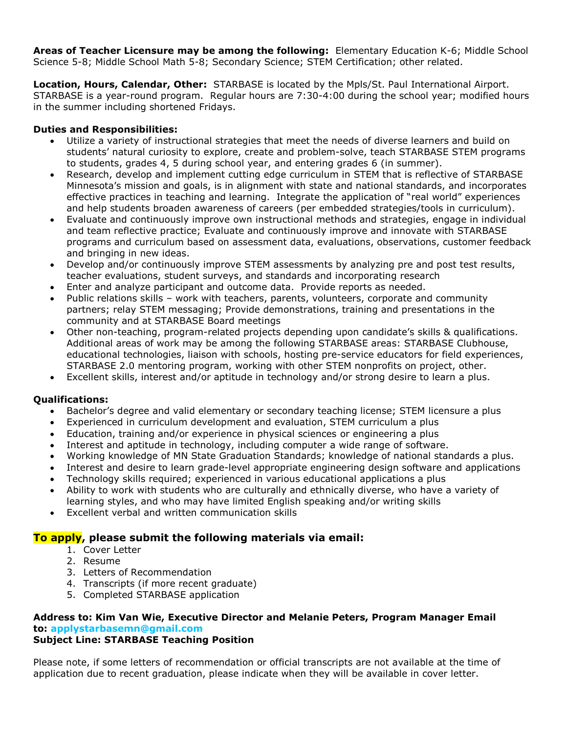**Areas of Teacher Licensure may be among the following:** Elementary Education K-6; Middle School Science 5-8; Middle School Math 5-8; Secondary Science; STEM Certification; other related.

**Location, Hours, Calendar, Other:** STARBASE is located by the Mpls/St. Paul International Airport. STARBASE is a year-round program. Regular hours are 7:30-4:00 during the school year; modified hours in the summer including shortened Fridays.

**Duties and Responsibilities:**

- Utilize a variety of instructional strategies that meet the needs of diverse learners and build on students' natural curiosity to explore, create and problem-solve, teach STARBASE STEM programs to students, grades 4, 5 during school year, and entering grades 6 (in summer).
- Research, develop and implement cutting edge curriculum in STEM that is reflective of STARBASE Minnesota's mission and goals, is in alignment with state and national standards, and incorporates effective practices in teaching and learning. Integrate the application of "real world" experiences and help students broaden awareness of careers (per embedded strategies/tools in curriculum).
- Evaluate and continuously improve own instructional methods and strategies, engage in individual and team reflective practice; Evaluate and continuously improve and innovate with STARBASE programs and curriculum based on assessment data, evaluations, observations, customer feedback and bringing in new ideas.
- Develop and/or continuously improve STEM assessments by analyzing pre and post test results, teacher evaluations, student surveys, and standards and incorporating research
- Enter and analyze participant and outcome data. Provide reports as needed.
- Public relations skills – work with teachers, parents, volunteers, corporate and community partners; relay STEM messaging; Provide demonstrations, training and presentations in the community and at STARBASE Board meetings
- Other non-teaching, program-related projects depending upon candidate's skills & qualifications. Additional areas of work may be among the following STARBASE areas: STARBASE Clubhouse, educational technologies, liaison with schools, hosting pre-service educators for field experiences, STARBASE 2.0 mentoring program, working with other STEM nonprofits on project, other.
- Excellent skills, interest and/or aptitude in technology and/or strong desire to learn a plus.

**Qualifications:**

- Bachelor's degree and valid elementary or secondary teaching license; STEM licensure a plus
- Experienced in curriculum development and evaluation, STEM curriculum a plus
- Education, training and/or experience in physical sciences or engineering a plus
- Interest and aptitude in technology, including computer a wide range of software.
- Working knowledge of MN State Graduation Standards; knowledge of national standards a plus.
- Interest and desire to learn grade-level appropriate engineering design software and applications
- Technology skills required; experienced in various educational applications a plus
- Ability to work with students who are culturally and ethnically diverse, who have a variety of learning styles, and who may have limited English speaking and/or writing skills
- Excellent verbal and written communication skills

## To apply, please submit the following materials via email:

1. Cover Letter
2. Resume
3. Letters of Recommendation
4. Transcripts (if more recent graduate)
5. Completed STARBASE application

**Address to: Kim Van Wie, Executive Director and Melanie Peters, Program Manager Email to: applystarbasemn@gmail.com**
**Subject Line: STARBASE Teaching Position**

Please note, if some letters of recommendation or official transcripts are not available at the time of application due to recent graduation, please indicate when they will be available in cover letter.